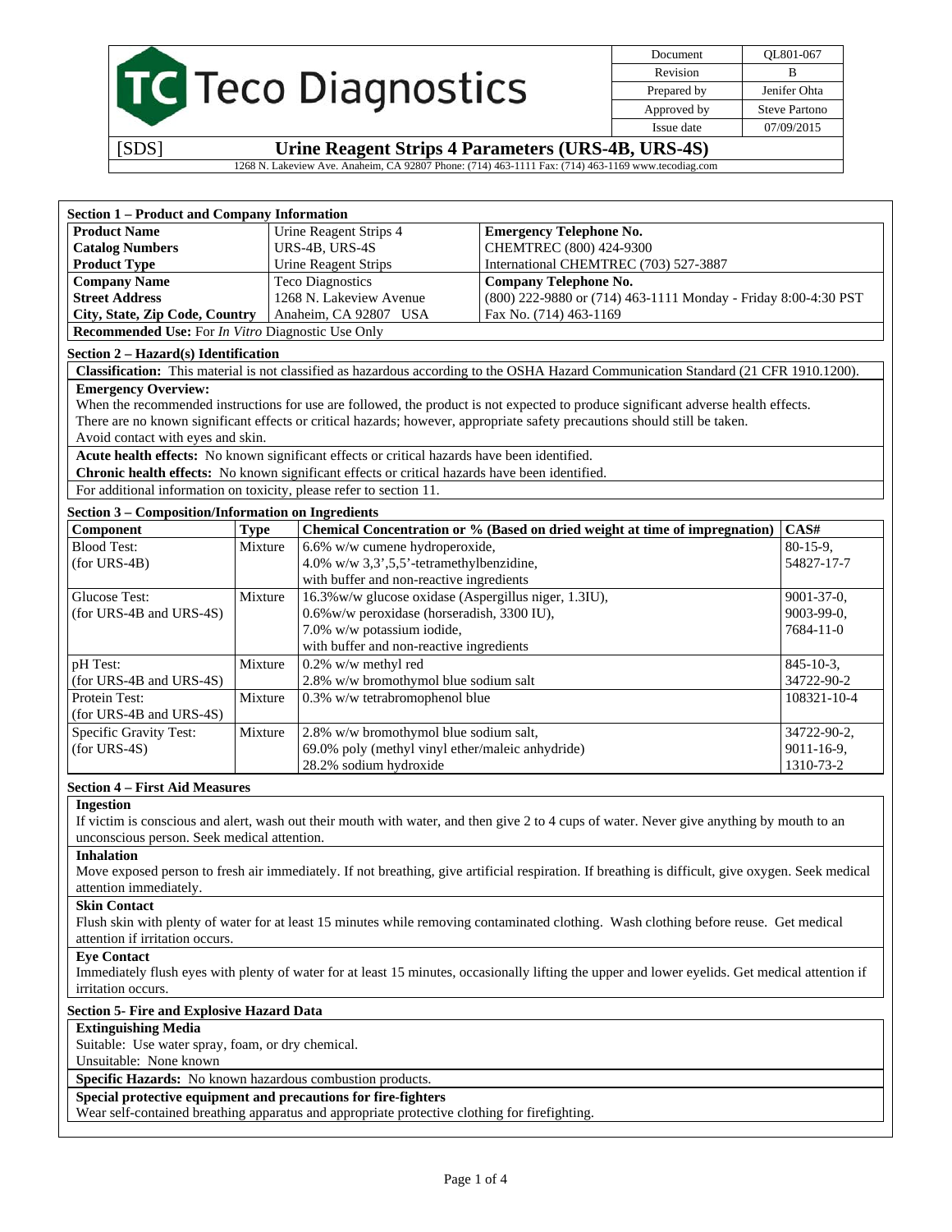| Document | QL801-067 |
|---|---|
| Revision | B |
| Prepared by | Jenifer Ohta |
| Approved by | Steve Partono |
| Issue date | 07/09/2015 |

**Teco Diagnostics**

[SDS] **Urine Reagent Strips 4 Parameters (URS-4B, URS-4S)**

1268 N. Lakeview Ave. Anaheim, CA 92807 Phone: (714) 463-1111 Fax: (714) 463-1169 www.tecodiag.com

## Section 1 – Product and Company Information

| | | |
|---|---|---|
| **Product Name** | Urine Reagent Strips 4 | **Emergency Telephone No.** |
| **Catalog Numbers** | URS-4B, URS-4S | CHEMTREC (800) 424-9300 |
| **Product Type** | Urine Reagent Strips | International CHEMTREC (703) 527-3887 |
| **Company Name** | Teco Diagnostics | **Company Telephone No.** |
| **Street Address** | 1268 N. Lakeview Avenue | (800) 222-9880 or (714) 463-1111 Monday - Friday 8:00-4:30 PST |
| **City, State, Zip Code, Country** | Anaheim, CA 92807 USA | Fax No. (714) 463-1169 |

**Recommended Use:** For *In Vitro* Diagnostic Use Only

## Section 2 – Hazard(s) Identification

**Classification:** This material is not classified as hazardous according to the OSHA Hazard Communication Standard (21 CFR 1910.1200).

**Emergency Overview:**
When the recommended instructions for use are followed, the product is not expected to produce significant adverse health effects.
There are no known significant effects or critical hazards; however, appropriate safety precautions should still be taken.
Avoid contact with eyes and skin.

**Acute health effects:** No known significant effects or critical hazards have been identified.

**Chronic health effects:** No known significant effects or critical hazards have been identified.

For additional information on toxicity, please refer to section 11.

## Section 3 – Composition/Information on Ingredients

| Component | Type | Chemical Concentration or % (Based on dried weight at time of impregnation) | CAS# |
|---|---|---|---|
| Blood Test: (for URS-4B) | Mixture | 6.6% w/w cumene hydroperoxide, 4.0% w/w 3,3',5,5'-tetramethylbenzidine, with buffer and non-reactive ingredients | 80-15-9, 54827-17-7 |
| Glucose Test: (for URS-4B and URS-4S) | Mixture | 16.3%w/w glucose oxidase (Aspergillus niger, 1.3IU), 0.6%w/w peroxidase (horseradish, 3300 IU), 7.0% w/w potassium iodide, with buffer and non-reactive ingredients | 9001-37-0, 9003-99-0, 7684-11-0 |
| pH Test: (for URS-4B and URS-4S) | Mixture | 0.2% w/w methyl red 2.8% w/w bromothymol blue sodium salt | 845-10-3, 34722-90-2 |
| Protein Test: (for URS-4B and URS-4S) | Mixture | 0.3% w/w tetrabromophenol blue | 108321-10-4 |
| Specific Gravity Test: (for URS-4S) | Mixture | 2.8% w/w bromothymol blue sodium salt, 69.0% poly (methyl vinyl ether/maleic anhydride) 28.2% sodium hydroxide | 34722-90-2, 9011-16-9, 1310-73-2 |

## Section 4 – First Aid Measures

**Ingestion**
If victim is conscious and alert, wash out their mouth with water, and then give 2 to 4 cups of water. Never give anything by mouth to an unconscious person. Seek medical attention.

**Inhalation**
Move exposed person to fresh air immediately. If not breathing, give artificial respiration. If breathing is difficult, give oxygen. Seek medical attention immediately.

**Skin Contact**
Flush skin with plenty of water for at least 15 minutes while removing contaminated clothing. Wash clothing before reuse. Get medical attention if irritation occurs.

**Eye Contact**
Immediately flush eyes with plenty of water for at least 15 minutes, occasionally lifting the upper and lower eyelids. Get medical attention if irritation occurs.

## Section 5- Fire and Explosive Hazard Data

**Extinguishing Media**
Suitable: Use water spray, foam, or dry chemical.
Unsuitable: None known

**Specific Hazards:** No known hazardous combustion products.

**Special protective equipment and precautions for fire-fighters**
Wear self-contained breathing apparatus and appropriate protective clothing for firefighting.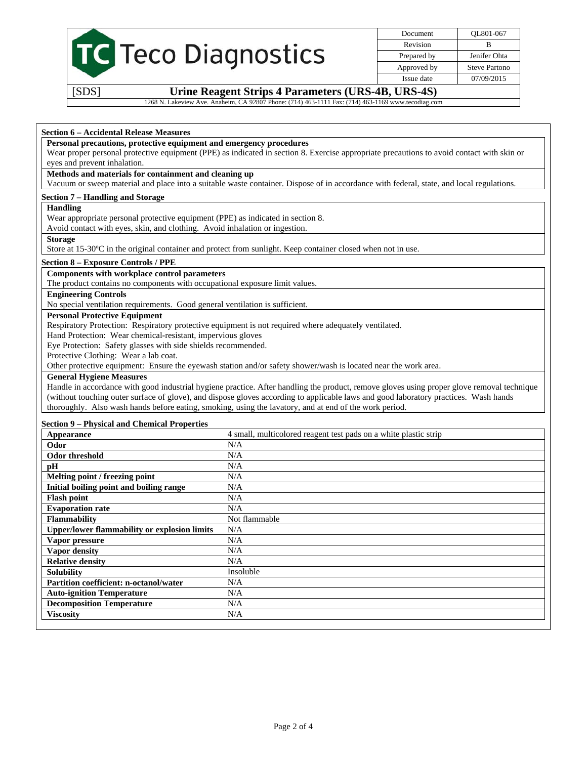## Section 6 – Accidental Release Measures

**Personal precautions, protective equipment and emergency procedures**

Wear proper personal protective equipment (PPE) as indicated in section 8. Exercise appropriate precautions to avoid contact with skin or eyes and prevent inhalation.

**Methods and materials for containment and cleaning up**

Vacuum or sweep material and place into a suitable waste container. Dispose of in accordance with federal, state, and local regulations.

## Section 7 – Handling and Storage

**Handling**

Wear appropriate personal protective equipment (PPE) as indicated in section 8.
Avoid contact with eyes, skin, and clothing. Avoid inhalation or ingestion.

**Storage**

Store at 15-30ºC in the original container and protect from sunlight. Keep container closed when not in use.

## Section 8 – Exposure Controls / PPE

**Components with workplace control parameters**

The product contains no components with occupational exposure limit values.

**Engineering Controls**

No special ventilation requirements. Good general ventilation is sufficient.

**Personal Protective Equipment**

Respiratory Protection: Respiratory protective equipment is not required where adequately ventilated.
Hand Protection: Wear chemical-resistant, impervious gloves
Eye Protection: Safety glasses with side shields recommended.
Protective Clothing: Wear a lab coat.
Other protective equipment: Ensure the eyewash station and/or safety shower/wash is located near the work area.

**General Hygiene Measures**

Handle in accordance with good industrial hygiene practice. After handling the product, remove gloves using proper glove removal technique (without touching outer surface of glove), and dispose gloves according to applicable laws and good laboratory practices. Wash hands thoroughly. Also wash hands before eating, smoking, using the lavatory, and at end of the work period.

## Section 9 – Physical and Chemical Properties

| Property | Value |
|---|---|
| **Appearance** | 4 small, multicolored reagent test pads on a white plastic strip |
| **Odor** | N/A |
| **Odor threshold** | N/A |
| **pH** | N/A |
| **Melting point / freezing point** | N/A |
| **Initial boiling point and boiling range** | N/A |
| **Flash point** | N/A |
| **Evaporation rate** | N/A |
| **Flammability** | Not flammable |
| **Upper/lower flammability or explosion limits** | N/A |
| **Vapor pressure** | N/A |
| **Vapor density** | N/A |
| **Relative density** | N/A |
| **Solubility** | Insoluble |
| **Partition coefficient: n-octanol/water** | N/A |
| **Auto-ignition Temperature** | N/A |
| **Decomposition Temperature** | N/A |
| **Viscosity** | N/A |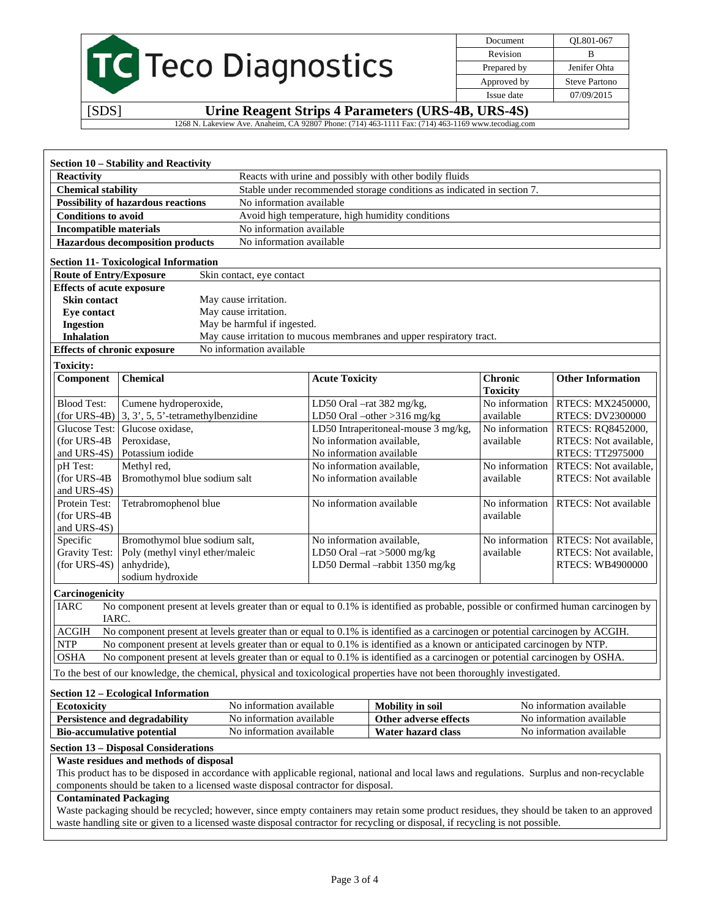## Section 10 – Stability and Reactivity

| | |
|---|---|
| **Reactivity** | Reacts with urine and possibly with other bodily fluids |
| **Chemical stability** | Stable under recommended storage conditions as indicated in section 7. |
| **Possibility of hazardous reactions** | No information available |
| **Conditions to avoid** | Avoid high temperature, high humidity conditions |
| **Incompatible materials** | No information available |
| **Hazardous decomposition products** | No information available |

## Section 11- Toxicological Information

| | |
|---|---|
| **Route of Entry/Exposure** | Skin contact, eye contact |
| **Effects of acute exposure** | |
| **Skin contact** | May cause irritation. |
| **Eye contact** | May cause irritation. |
| **Ingestion** | May be harmful if ingested. |
| **Inhalation** | May cause irritation to mucous membranes and upper respiratory tract. |
| **Effects of chronic exposure** | No information available |

**Toxicity:**

| Component | Chemical | Acute Toxicity | Chronic Toxicity | Other Information |
|---|---|---|---|---|
| Blood Test: (for URS-4B) | Cumene hydroperoxide, 3, 3', 5, 5'-tetramethylbenzidine | LD50 Oral –rat 382 mg/kg, LD50 Oral –other >316 mg/kg | No information available | RTECS: MX2450000, RTECS: DV2300000 |
| Glucose Test: (for URS-4B and URS-4S) | Glucose oxidase, Peroxidase, Potassium iodide | LD50 Intraperitoneal-mouse 3 mg/kg, No information available, No information available | No information available | RTECS: RQ8452000, RTECS: Not available, RTECS: TT2975000 |
| pH Test: (for URS-4B and URS-4S) | Methyl red, Bromothymol blue sodium salt | No information available, No information available | No information available | RTECS: Not available, RTECS: Not available |
| Protein Test: (for URS-4B and URS-4S) | Tetrabromophenol blue | No information available | No information available | RTECS: Not available |
| Specific Gravity Test: (for URS-4S) | Bromothymol blue sodium salt, Poly (methyl vinyl ether/maleic anhydride), sodium hydroxide | No information available, LD50 Oral –rat >5000 mg/kg LD50 Dermal –rabbit 1350 mg/kg | No information available | RTECS: Not available, RTECS: Not available, RTECS: WB4900000 |

**Carcinogenicity**

| | |
|---|---|
| IARC | No component present at levels greater than or equal to 0.1% is identified as probable, possible or confirmed human carcinogen by IARC. |
| ACGIH | No component present at levels greater than or equal to 0.1% is identified as a carcinogen or potential carcinogen by ACGIH. |
| NTP | No component present at levels greater than or equal to 0.1% is identified as a known or anticipated carcinogen by NTP. |
| OSHA | No component present at levels greater than or equal to 0.1% is identified as a carcinogen or potential carcinogen by OSHA. |

To the best of our knowledge, the chemical, physical and toxicological properties have not been thoroughly investigated.

## Section 12 – Ecological Information

| | | | |
|---|---|---|---|
| **Ecotoxicity** | No information available | **Mobility in soil** | No information available |
| **Persistence and degradability** | No information available | **Other adverse effects** | No information available |
| **Bio-accumulative potential** | No information available | **Water hazard class** | No information available |

## Section 13 – Disposal Considerations

**Waste residues and methods of disposal**

This product has to be disposed in accordance with applicable regional, national and local laws and regulations. Surplus and non-recyclable components should be taken to a licensed waste disposal contractor for disposal.

**Contaminated Packaging**

Waste packaging should be recycled; however, since empty containers may retain some product residues, they should be taken to an approved waste handling site or given to a licensed waste disposal contractor for recycling or disposal, if recycling is not possible.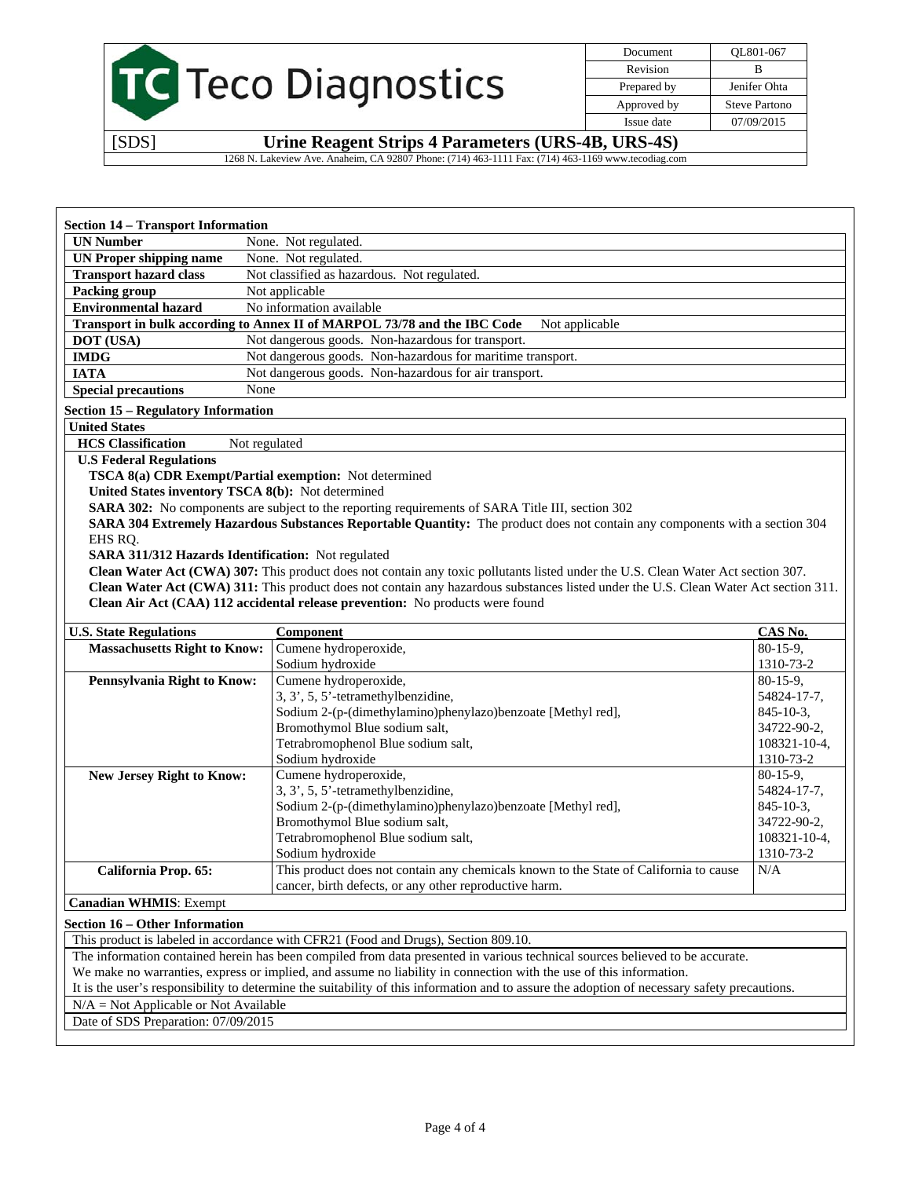### Section 14 – Transport Information

| | |
|---|---|
| **UN Number** | None. Not regulated. |
| **UN Proper shipping name** | None. Not regulated. |
| **Transport hazard class** | Not classified as hazardous. Not regulated. |
| **Packing group** | Not applicable |
| **Environmental hazard** | No information available |
| **Transport in bulk according to Annex II of MARPOL 73/78 and the IBC Code** | Not applicable |
| **DOT (USA)** | Not dangerous goods. Non-hazardous for transport. |
| **IMDG** | Not dangerous goods. Non-hazardous for maritime transport. |
| **IATA** | Not dangerous goods. Non-hazardous for air transport. |
| **Special precautions** | None |

### Section 15 – Regulatory Information

**United States**

**HCS Classification** Not regulated

**U.S Federal Regulations**

**TSCA 8(a) CDR Exempt/Partial exemption:** Not determined

**United States inventory TSCA 8(b):** Not determined

**SARA 302:** No components are subject to the reporting requirements of SARA Title III, section 302

**SARA 304 Extremely Hazardous Substances Reportable Quantity:** The product does not contain any components with a section 304 EHS RQ.

**SARA 311/312 Hazards Identification:** Not regulated

**Clean Water Act (CWA) 307:** This product does not contain any toxic pollutants listed under the U.S. Clean Water Act section 307.

**Clean Water Act (CWA) 311:** This product does not contain any hazardous substances listed under the U.S. Clean Water Act section 311.

**Clean Air Act (CAA) 112 accidental release prevention:** No products were found

| **U.S. State Regulations** | **Component** | **CAS No.** |
|---|---|---|
| **Massachusetts Right to Know:** | Cumene hydroperoxide,<br>Sodium hydroxide | 80-15-9,<br>1310-73-2 |
| **Pennsylvania Right to Know:** | Cumene hydroperoxide,<br>3, 3', 5, 5'-tetramethylbenzidine,<br>Sodium 2-(p-(dimethylamino)phenylazo)benzoate [Methyl red],<br>Bromothymol Blue sodium salt,<br>Tetrabromophenol Blue sodium salt,<br>Sodium hydroxide | 80-15-9,<br>54824-17-7,<br>845-10-3,<br>34722-90-2,<br>108321-10-4,<br>1310-73-2 |
| **New Jersey Right to Know:** | Cumene hydroperoxide,<br>3, 3', 5, 5'-tetramethylbenzidine,<br>Sodium 2-(p-(dimethylamino)phenylazo)benzoate [Methyl red],<br>Bromothymol Blue sodium salt,<br>Tetrabromophenol Blue sodium salt,<br>Sodium hydroxide | 80-15-9,<br>54824-17-7,<br>845-10-3,<br>34722-90-2,<br>108321-10-4,<br>1310-73-2 |
| **California Prop. 65:** | This product does not contain any chemicals known to the State of California to cause cancer, birth defects, or any other reproductive harm. | N/A |

**Canadian WHMIS**: Exempt

### Section 16 – Other Information

This product is labeled in accordance with CFR21 (Food and Drugs), Section 809.10.

The information contained herein has been compiled from data presented in various technical sources believed to be accurate.
We make no warranties, express or implied, and assume no liability in connection with the use of this information.
It is the user's responsibility to determine the suitability of this information and to assure the adoption of necessary safety precautions.

N/A = Not Applicable or Not Available

Date of SDS Preparation: 07/09/2015